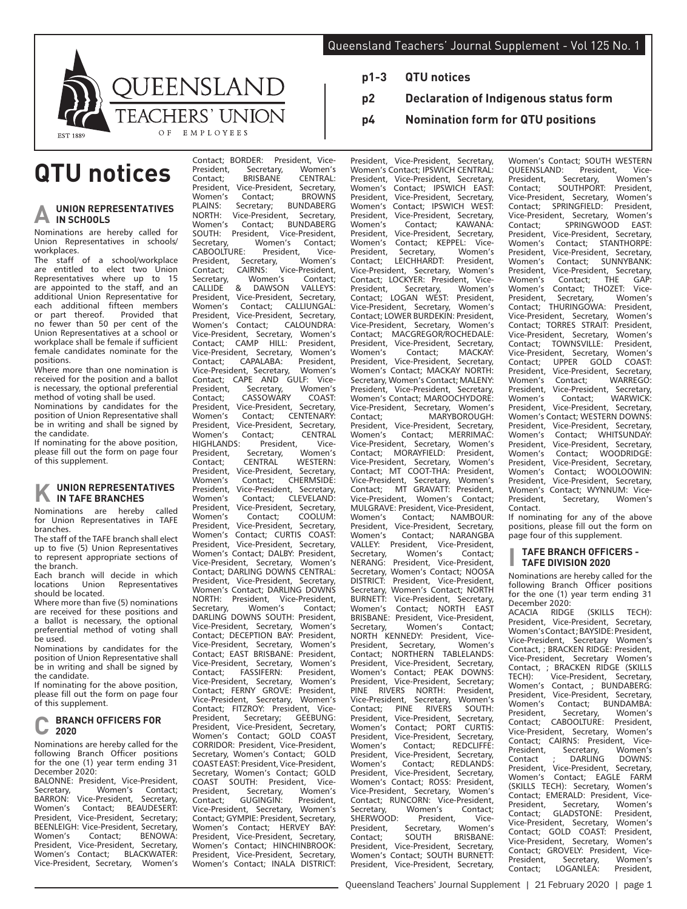# QTU notices

- **p1-3** **QTU notices**
- **p2** **Declaration of Indigenous status form**
- **p4** **Nomination form for QTU positions**

## A UNION REPRESENTATIVES IN SCHOOLS

Nominations are hereby called for Union Representatives in schools/workplaces.

The staff of a school/workplace are entitled to elect two Union Representatives where up to 15 are appointed to the staff, and an additional Union Representative for each additional fifteen members or part thereof. Provided that no fewer than 50 per cent of the Union Representatives at a school or workplace shall be female if sufficient female candidates nominate for the positions.

Where more than one nomination is received for the position and a ballot is necessary, the optional preferential method of voting shall be used.

Nominations by candidates for the position of Union Representative shall be in writing and shall be signed by the candidate.

If nominating for the above position, please fill out the form on page four of this supplement.

## K UNION REPRESENTATIVES IN TAFE BRANCHES

Nominations are hereby called for Union Representatives in TAFE branches.

The staff of the TAFE branch shall elect up to five (5) Union Representatives to represent appropriate sections of the branch.

Each branch will decide in which locations Union Representatives should be located.

Where more than five (5) nominations are received for these positions and a ballot is necessary, the optional preferential method of voting shall be used.

Nominations by candidates for the position of Union Representative shall be in writing and shall be signed by the candidate.

If nominating for the above position, please fill out the form on page four of this supplement.

## C BRANCH OFFICERS FOR 2020

Nominations are hereby called for the following Branch Officer positions for the one (1) year term ending 31 December 2020:

BALONNE: President, Vice-President, Secretary, Women's Contact; BARRON: Vice-President, Secretary, Women's Contact; BEAUDESERT: President, Vice-President, Secretary; BEENLEIGH: Vice-President, Secretary, Women's Contact; BENOWA: President, Vice-President, Secretary, Women's Contact; BLACKWATER: Vice-President, Secretary, Women's Contact; BORDER: President, Vice-President, Secretary, Women's Contact; BRISBANE CENTRAL: President, Vice-President, Secretary, Women's Contact; BROWNS PLAINS: Secretary; BUNDABERG NORTH: Vice-President, Secretary, Women's Contact; BUNDABERG SOUTH: President, Vice-President, Secretary, Women's Contact; CABOOLTURE: President, Vice-President, Secretary, Women's Contact; CAIRNS: Vice-President, Secretary, Women's Contact; CALLIDE & DAWSON VALLEYS: President, Vice-President, Secretary, Women's Contact; CALLIUNGAL: President, Vice-President, Secretary, Women's Contact; CALOUNDRA: Vice-President, Secretary, Women's Contact; CAMP HILL: President, Vice-President, Secretary, Women's Contact; CAPALABA: President, Vice-President, Secretary, Women's Contact; CAPE AND GULF: Vice-President, Secretary, Women's Contact; CASSOWARY COAST: President, Vice-President, Secretary, Women's Contact; CENTENARY: President, Vice-President, Secretary, Women's Contact; CENTRAL HIGHLANDS: President, Vice-President, Secretary, Women's Contact; CENTRAL WESTERN: President, Vice-President, Secretary, Women's Contact; CHERMSIDE: President, Vice-President, Secretary, Women's Contact; CLEVELAND: President, Vice-President, Secretary, Women's Contact; COOLUM: President, Vice-President, Secretary, Women's Contact; CURTIS COAST: President, Vice-President, Secretary, Women's Contact; DALBY: President, Vice-President, Secretary, Women's Contact; DARLING DOWNS CENTRAL: President, Vice-President, Secretary, Women's Contact; DARLING DOWNS NORTH: President, Vice-President, Secretary, Women's Contact; DARLING DOWNS SOUTH: President, Vice-President, Secretary, Women's Contact; DECEPTION BAY: President, Vice-President, Secretary, Women's Contact; EAST BRISBANE: President, Vice-President, Secretary, Women's Contact; FASSIFERN: President, Vice-President, Secretary, Women's Contact; FERNY GROVE: President, Vice-President, Secretary, Women's Contact; FITZROY: President, Vice-President, Secretary; GEEBUNG: President, Vice-President, Secretary, Women's Contact; GOLD COAST CORRIDOR: President, Vice-President, Secretary, Women's Contact; GOLD COAST EAST: President, Vice-President, Secretary, Women's Contact; GOLD COAST SOUTH: President, Vice-President, Secretary, Women's Contact; GUGINGIN: President, Vice-President, Secretary, Women's Contact; GYMPIE: President, Secretary, Women's Contact; HERVEY BAY: President, Vice-President, Secretary, Women's Contact; HINCHINBROOK: President, Vice-President, Secretary, Women's Contact; INALA DISTRICT: President, Vice-President, Secretary, Women's Contact; IPSWICH CENTRAL: President, Vice-President, Secretary, Women's Contact; IPSWICH EAST: President, Vice-President, Secretary, Women's Contact; IPSWICH WEST: President, Vice-President, Secretary, Women's Contact; KAWANA: President, Vice-President, Secretary, Women's Contact; KEPPEL: Vice-President, Secretary, Women's Contact; LEICHHARDT: President, Vice-President, Secretary, Women's Contact; LOCKYER: President, Vice-President, Secretary, Women's Contact; LOGAN WEST: President, Vice-President, Secretary, Women's Contact; LOWER BURDEKIN: President, Vice-President, Secretary, Women's Contact; MACGREGOR/ROCHEDALE: President, Vice-President, Secretary, Women's Contact; MACKAY: President, Vice-President, Secretary, Women's Contact; MACKAY NORTH: Secretary, Women's Contact; MALENY: President, Vice-President, Secretary, Women's Contact; MAROOCHYDORE: Vice-President, Secretary, Women's Contact; MARYBOROUGH: President, Vice-President, Secretary, Women's Contact; MERRIMAC: Vice-President, Secretary, Women's Contact; MORAYFIELD: President, Vice-President, Secretary, Women's Contact; MT COOT-THA: President, Vice-President, Secretary, Women's Contact; MT GRAVATT: President, Vice-President, Women's Contact; MULGRAVE: President, Vice-President, Women's Contact; NAMBOUR: President, Vice-President, Secretary, Women's Contact; NARANGBA VALLEY: President, Vice-President, Secretary, Women's Contact; NERANG: President, Vice-President, Secretary, Women's Contact; NOOSA DISTRICT: President, Vice-President, Secretary, Women's Contact; NORTH BURNETT: Vice-President, Secretary, Women's Contact; NORTH EAST BRISBANE: President, Vice-President, Secretary, Women's Contact; NORTH KENNEDY: President, Vice-President, Secretary, Women's Contact; NORTHERN TABLELANDS: President, Vice-President, Secretary, Women's Contact; PEAK DOWNS: President, Vice-President, Secretary; PINE RIVERS NORTH: President, Vice-President, Secretary, Women's Contact; PINE RIVERS SOUTH: President, Vice-President, Secretary, Women's Contact; PORT CURTIS: President, Vice-President, Secretary, Women's Contact; REDCLIFFE: President, Vice-President, Secretary, Women's Contact; REDLANDS: President, Vice-President, Secretary, Women's Contact; ROSS: President, Vice-President, Secretary, Women's Contact; RUNCORN: Vice-President, Secretary, Women's Contact; SHERWOOD: President, Vice-President, Secretary, Women's Contact; SOUTH BRISBANE: President, Vice-President, Secretary, Women's Contact; SOUTH BURNETT: President, Vice-President, Secretary, Women's Contact; SOUTH WESTERN QUEENSLAND: President, Vice-President, Secretary, Women's Contact; SOUTHPORT: President, Vice-President, Secretary, Women's Contact; SPRINGFIELD: President, Vice-President, Secretary, Women's Contact; SPRINGWOOD EAST: President, Vice-President, Secretary, Women's Contact; STANTHORPE: President, Vice-President, Secretary, Women's Contact; SUNNYBANK: President, Vice-President, Secretary, Women's Contact; THE GAP: Women's Contact; THOZET: Vice-President, Secretary, Women's Contact; THURINGOWA: President, Vice-President, Secretary, Women's Contact; TORRES STRAIT: President, Vice-President, Secretary, Women's Contact; TOWNSVILLE: President, Vice-President, Secretary, Women's Contact; UPPER GOLD COAST: President, Vice-President, Secretary, Women's Contact; WARREGO: President, Vice-President, Secretary, Women's Contact; WARWICK: President, Vice-President, Secretary, Women's Contact; WESTERN DOWNS: President, Vice-President, Secretary, Women's Contact; WHITSUNDAY: President, Vice-President, Secretary, Women's Contact; WOODRIDGE: President, Vice-President, Secretary, Women's Contact; WOOLOOWIN: President, Vice-President, Secretary, Women's Contact; WYNNUM: Vice-President, Secretary, Women's Contact.

If nominating for any of the above positions, please fill out the form on page four of this supplement.

## I TAFE BRANCH OFFICERS - TAFE DIVISION 2020

Nominations are hereby called for the following Branch Officer positions for the one (1) year term ending 31 December 2020:

ACACIA RIDGE (SKILLS TECH): President, Vice-President, Secretary, Women's Contact; BAYSIDE: President, Vice-President, Secretary Women's Contact, ; BRACKEN RIDGE: President, Vice-President, Secretary Women's Contact, ; BRACKEN RIDGE (SKILLS TECH): Vice-President, Secretary, Women's Contact, ; BUNDABERG: President, Vice-President, Secretary, Women's Contact; BUNDAMBA: President, Secretary, Women's Contact; CABOOLTURE: President, Vice-President, Secretary, Women's Contact; CAIRNS: President, Vice-President, Secretary, Women's Contact ; DARLING DOWNS: President, Vice-President, Secretary, Women's Contact; EAGLE FARM (SKILLS TECH): Secretary, Women's Contact; EMERALD: President, Vice-President, Secretary, Women's Contact; GLADSTONE: President, Vice-President, Secretary, Women's Contact; GOLD COAST: President, Vice-President, Secretary, Women's Contact; GROVELY: President, Vice-President, Secretary, Women's Contact; LOGANLEA: President,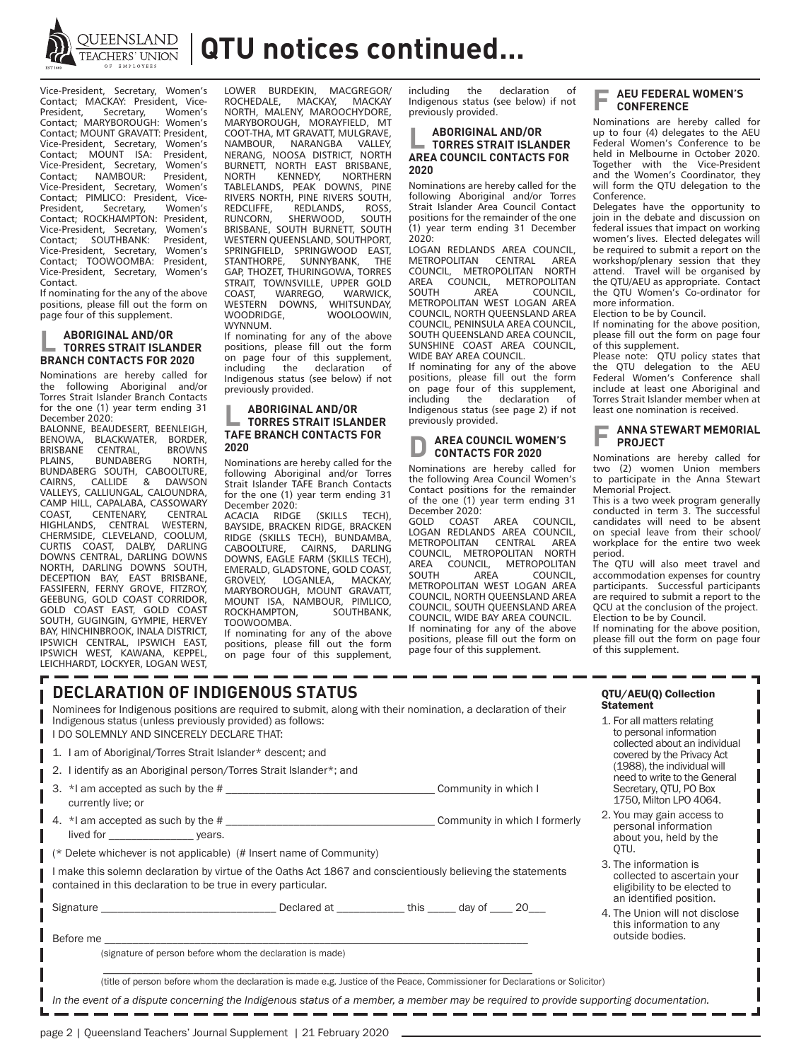# QTU notices continued...

Vice-President, Secretary, Women's Contact; MACKAY: President, Vice-President, Secretary, Women's Contact; MARYBOROUGH: Women's Contact; MOUNT GRAVATT: President, Vice-President, Secretary, Women's Contact; MOUNT ISA: President, Vice-President, Secretary, Women's Contact; NAMBOUR: President, Vice-President, Secretary, Women's Contact; PIMLICO: President, Vice-President, Secretary, Women's Contact; ROCKHAMPTON: President, Vice-President, Secretary, Women's Contact; SOUTHBANK: President, Vice-President, Secretary, Women's Contact; TOOWOOMBA: President, Vice-President, Secretary, Women's Contact.

If nominating for the any of the above positions, please fill out the form on page four of this supplement.

## L ABORIGINAL AND/OR TORRES STRAIT ISLANDER BRANCH CONTACTS FOR 2020

Nominations are hereby called for the following Aboriginal and/or Torres Strait Islander Branch Contacts for the one (1) year term ending 31 December 2020:

BALONNE, BEAUDESERT, BEENLEIGH, BENOWA, BLACKWATER, BORDER, BRISBANE CENTRAL, BROWNS PLAINS, BUNDABERG NORTH, BUNDABERG SOUTH, CABOOLTURE, CAIRNS, CALLIDE & DAWSON VALLEYS, CALLIUNGAL, CALOUNDRA, CAMP HILL, CAPALABA, CASSOWARY COAST, CENTENARY, CENTRAL HIGHLANDS, CENTRAL WESTERN, CHERMSIDE, CLEVELAND, COOLUM, CURTIS COAST, DALBY, DARLING DOWNS CENTRAL, DARLING DOWNS NORTH, DARLING DOWNS SOUTH, DECEPTION BAY, EAST BRISBANE, FASSIFERN, FERNY GROVE, FITZROY, GEEBUNG, GOLD COAST CORRIDOR, GOLD COAST EAST, GOLD COAST SOUTH, GUGINGIN, GYMPIE, HERVEY BAY, HINCHINBROOK, INALA DISTRICT, IPSWICH CENTRAL, IPSWICH EAST, IPSWICH WEST, KAWANA, KEPPEL, LEICHHARDT, LOCKYER, LOGAN WEST, LOWER BURDEKIN, MACGREGOR/ROCHEDALE, MACKAY, MACKAY NORTH, MALENY, MAROOCHYDORE, MARYBOROUGH, MORAYFIELD, MT COOT-THA, MT GRAVATT, MULGRAVE, NAMBOUR, NARANGBA VALLEY, NERANG, NOOSA DISTRICT, NORTH BURNETT, NORTH EAST BRISBANE, NORTH KENNEDY, NORTHERN TABLELANDS, PEAK DOWNS, PINE RIVERS NORTH, PINE RIVERS SOUTH, REDCLIFFE, REDLANDS, ROSS, RUNCORN, SHERWOOD, SOUTH BRISBANE, SOUTH BURNETT, SOUTH WESTERN QUEENSLAND, SOUTHPORT, SPRINGFIELD, SPRINGWOOD EAST, STANTHORPE, SUNNYBANK, THE GAP, THOZET, THURINGOWA, TORRES STRAIT, TOWNSVILLE, UPPER GOLD COAST, WARREGO, WARWICK, WESTERN DOWNS, WHITSUNDAY, WOODRIDGE, WOOLOOWIN, WYNNUM.

If nominating for any of the above positions, please fill out the form on page four of this supplement, including the declaration of Indigenous status (see below) if not previously provided.

## L ABORIGINAL AND/OR TORRES STRAIT ISLANDER TAFE BRANCH CONTACTS FOR 2020

Nominations are hereby called for the following Aboriginal and/or Torres Strait Islander TAFE Branch Contacts for the one (1) year term ending 31 December 2020:

ACACIA RIDGE (SKILLS TECH), BAYSIDE, BRACKEN RIDGE, BRACKEN RIDGE (SKILLS TECH), BUNDAMBA, CABOOLTURE, CAIRNS, DARLING DOWNS, EAGLE FARM (SKILLS TECH), EMERALD, GLADSTONE, GOLD COAST, GROVELY, LOGANLEA, MACKAY, MARYBOROUGH, MOUNT GRAVATT, MOUNT ISA, NAMBOUR, PIMLICO, ROCKHAMPTON, SOUTHBANK, TOOWOOMBA.

If nominating for any of the above positions, please fill out the form on page four of this supplement, including the declaration of Indigenous status (see below) if not previously provided.

## L ABORIGINAL AND/OR TORRES STRAIT ISLANDER AREA COUNCIL CONTACTS FOR 2020

Nominations are hereby called for the following Aboriginal and/or Torres Strait Islander Area Council Contact positions for the remainder of the one (1) year term ending 31 December 2020:

LOGAN REDLANDS AREA COUNCIL, METROPOLITAN CENTRAL AREA COUNCIL, METROPOLITAN NORTH AREA COUNCIL, METROPOLITAN SOUTH AREA COUNCIL, METROPOLITAN WEST LOGAN AREA COUNCIL, NORTH QUEENSLAND AREA COUNCIL, PENINSULA AREA COUNCIL, SOUTH QUEENSLAND AREA COUNCIL, SUNSHINE COAST AREA COUNCIL, WIDE BAY AREA COUNCIL.

If nominating for any of the above positions, please fill out the form on page four of this supplement, including the declaration of Indigenous status (see page 2) if not previously provided.

## D AREA COUNCIL WOMEN'S CONTACTS FOR 2020

Nominations are hereby called for the following Area Council Women's Contact positions for the remainder of the one (1) year term ending 31 December 2020:

GOLD COAST AREA COUNCIL, LOGAN REDLANDS AREA COUNCIL, METROPOLITAN CENTRAL AREA COUNCIL, METROPOLITAN NORTH AREA COUNCIL, METROPOLITAN SOUTH AREA COUNCIL, METROPOLITAN WEST LOGAN AREA COUNCIL, NORTH QUEENSLAND AREA COUNCIL, SOUTH QUEENSLAND AREA COUNCIL, WIDE BAY AREA COUNCIL.

If nominating for any of the above positions, please fill out the form on page four of this supplement.

## F AEU FEDERAL WOMEN'S CONFERENCE

Nominations are hereby called for up to four (4) delegates to the AEU Federal Women's Conference to be held in Melbourne in October 2020. Together with the Vice-President and the Women's Coordinator, they will form the QTU delegation to the Conference.

Delegates have the opportunity to join in the debate and discussion on federal issues that impact on working women's lives. Elected delegates will be required to submit a report on the workshop/plenary session that they attend. Travel will be organised by the QTU/AEU as appropriate. Contact the QTU Women's Co-ordinator for more information.

Election to be by Council.

If nominating for the above position, please fill out the form on page four of this supplement.

Please note: QTU policy states that the QTU delegation to the AEU Federal Women's Conference shall include at least one Aboriginal and Torres Strait Islander member when at least one nomination is received.

## F ANNA STEWART MEMORIAL PROJECT

Nominations are hereby called for two (2) women Union members to participate in the Anna Stewart Memorial Project.

This is a two week program generally conducted in term 3. The successful candidates will need to be absent on special leave from their school/workplace for the entire two week period.

The QTU will also meet travel and accommodation expenses for country participants. Successful participants are required to submit a report to the QCU at the conclusion of the project.

Election to be by Council.

If nominating for the above position, please fill out the form on page four of this supplement.

## DECLARATION OF INDIGENOUS STATUS

Nominees for Indigenous positions are required to submit, along with their nomination, a declaration of their Indigenous status (unless previously provided) as follows:

I DO SOLEMNLY AND SINCERELY DECLARE THAT:

1. I am of Aboriginal/Torres Strait Islander* descent; and
2. I identify as an Aboriginal person/Torres Strait Islander*; and
3. *I am accepted as such by the # ______________________ Community in which I currently live; or
4. *I am accepted as such by the # ______________________ Community in which I formerly lived for ____________ years.

(* Delete whichever is not applicable) (# Insert name of Community)

I make this solemn declaration by virtue of the Oaths Act 1867 and conscientiously believing the statements contained in this declaration to be true in every particular.

Signature ______________________ Declared at __________ this _____ day of ____ 20___

Before me ______________________________________________

(signature of person before whom the declaration is made)

______________________________________________

(title of person before whom the declaration is made e.g. Justice of the Peace, Commissioner for Declarations or Solicitor)

*In the event of a dispute concerning the Indigenous status of a member, a member may be required to provide supporting documentation.*

### QTU/AEU(Q) Collection Statement

1. For all matters relating to personal information collected about an individual covered by the Privacy Act (1988), the individual will need to write to the General Secretary, QTU, PO Box 1750, Milton LPO 4064.
2. You may gain access to personal information about you, held by the QTU.
3. The information is collected to ascertain your eligibility to be elected to an identified position.
4. The Union will not disclose this information to any outside bodies.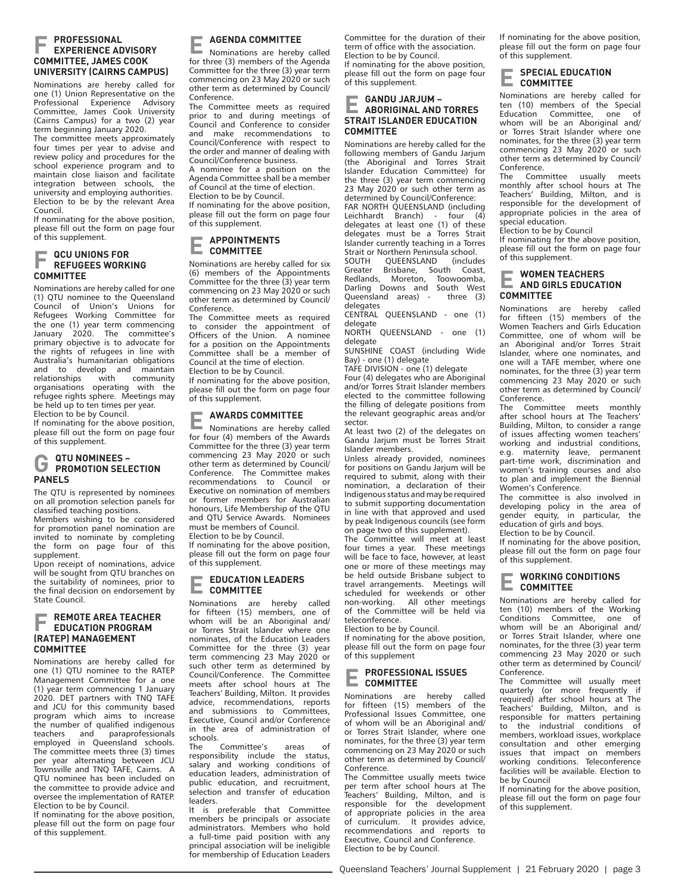## F PROFESSIONAL EXPERIENCE ADVISORY COMMITTEE, JAMES COOK UNIVERSITY (CAIRNS CAMPUS)

Nominations are hereby called for one (1) Union Representative on the Professional Experience Advisory Committee, James Cook University (Cairns Campus) for a two (2) year term beginning January 2020.

The committee meets approximately four times per year to advise and review policy and procedures for the school experience program and to maintain close liaison and facilitate integration between schools, the university and employing authorities. Election to be by the relevant Area Council.

If nominating for the above position, please fill out the form on page four of this supplement.

## F QCU UNIONS FOR REFUGEES WORKING COMMITTEE

Nominations are hereby called for one (1) QTU nominee to the Queensland Council of Union's Unions for Refugees Working Committee for the one (1) year term commencing January 2020. The committee's primary objective is to advocate for the rights of refugees in line with Australia's humanitarian obligations and to develop and maintain relationships with community organisations operating with the refugee rights sphere. Meetings may be held up to ten times per year.

Election to be by Council.

If nominating for the above position, please fill out the form on page four of this supplement.

## G QTU NOMINEES – PROMOTION SELECTION PANELS

The QTU is represented by nominees on all promotion selection panels for classified teaching positions.

Members wishing to be considered for promotion panel nomination are invited to nominate by completing the form on page four of this supplement.

Upon receipt of nominations, advice will be sought from QTU branches on the suitability of nominees, prior to the final decision on endorsement by State Council.

## F REMOTE AREA TEACHER EDUCATION PROGRAM (RATEP) MANAGEMENT COMMITTEE

Nominations are hereby called for one (1) QTU nominee to the RATEP Management Committee for a one (1) year term commencing 1 January 2020. DET partners with TNQ TAFE and JCU for this community based program which aims to increase the number of qualified indigenous teachers and paraprofessionals employed in Queensland schools. The committee meets three (3) times per year alternating between JCU Townsville and TNQ TAFE, Cairns. A QTU nominee has been included on the committee to provide advice and oversee the implementation of RATEP. Election to be by Council.

If nominating for the above position, please fill out the form on page four of this supplement.

## E AGENDA COMMITTEE

Nominations are hereby called for three (3) members of the Agenda Committee for the three (3) year term commencing on 23 May 2020 or such other term as determined by Council/Conference.

The Committee meets as required prior to and during meetings of Council and Conference to consider and make recommendations to Council/Conference with respect to the order and manner of dealing with Council/Conference business.

A nominee for a position on the Agenda Committee shall be a member of Council at the time of election.

Election to be by Council.

If nominating for the above position, please fill out the form on page four of this supplement.

## E APPOINTMENTS COMMITTEE

Nominations are hereby called for six (6) members of the Appointments Committee for the three (3) year term commencing on 23 May 2020 or such other term as determined by Council/Conference.

The Committee meets as required to consider the appointment of Officers of the Union. A nominee for a position on the Appointments Committee shall be a member of Council at the time of election.

Election to be by Council.

If nominating for the above position, please fill out the form on page four of this supplement.

## E AWARDS COMMITTEE

Nominations are hereby called for four (4) members of the Awards Committee for the three (3) year term commencing 23 May 2020 or such other term as determined by Council/Conference. The Committee makes recommendations to Council or Executive on nomination of members or former members for Australian honours, Life Membership of the QTU and QTU Service Awards. Nominees must be members of Council.

Election to be by Council.

If nominating for the above position, please fill out the form on page four of this supplement.

## E EDUCATION LEADERS COMMITTEE

Nominations are hereby called for fifteen (15) members, one of whom will be an Aboriginal and/or Torres Strait Islander where one nominates, of the Education Leaders Committee for the three (3) year term commencing 23 May 2020 or such other term as determined by Council/Conference. The Committee meets after school hours at The Teachers' Building, Milton. It provides advice, recommendations, reports and submissions to Committees, Executive, Council and/or Conference in the area of administration of schools.

The Committee's areas of responsibility include the status, salary and working conditions of education leaders, administration of public education, and recruitment, selection and transfer of education leaders.

It is preferable that Committee members be principals or associate administrators. Members who hold a full-time paid position with any principal association will be ineligible for membership of Education Leaders Committee for the duration of their term of office with the association.

Election to be by Council.

If nominating for the above position, please fill out the form on page four of this supplement.

## E GANDU JARJUM – ABORIGINAL AND TORRES STRAIT ISLANDER EDUCATION COMMITTEE

Nominations are hereby called for the following members of Gandu Jarjum (the Aboriginal and Torres Strait Islander Education Committee) for the three (3) year term commencing 23 May 2020 or such other term as determined by Council/Conference:

FAR NORTH QUEENSLAND (including Leichhardt Branch) - four (4) delegates at least one (1) of these delegates must be a Torres Strait Islander currently teaching in a Torres Strait or Northern Peninsula school.

SOUTH QUEENSLAND (includes Greater Brisbane, South Coast, Redlands, Moreton, Toowoomba, Darling Downs and South West Queensland areas) - three (3) delegates

CENTRAL QUEENSLAND - one (1) delegate

NORTH QUEENSLAND - one (1) delegate

SUNSHINE COAST (including Wide Bay) - one (1) delegate

TAFE DIVISION - one (1) delegate

Four (4) delegates who are Aboriginal and/or Torres Strait Islander members elected to the committee following the filling of delegate positions from the relevant geographic areas and/or sector.

At least two (2) of the delegates on Gandu Jarjum must be Torres Strait Islander members.

Unless already provided, nominees for positions on Gandu Jarjum will be required to submit, along with their nomination, a declaration of their Indigenous status and may be required to submit supporting documentation in line with that approved and used by peak Indigenous councils (see form on page two of this supplement).

The Committee will meet at least four times a year. These meetings will be face to face, however, at least one or more of these meetings may be held outside Brisbane subject to travel arrangements. Meetings will scheduled for weekends or other non-working. All other meetings of the Committee will be held via teleconference.

Election to be by Council.

If nominating for the above position, please fill out the form on page four of this supplement

## E PROFESSIONAL ISSUES COMMITTEE

Nominations are hereby called for fifteen (15) members of the Professional Issues Committee, one of whom will be an Aboriginal and/or Torres Strait Islander, where one nominates, for the three (3) year term commencing on 23 May 2020 or such other term as determined by Council/Conference.

The Committee usually meets twice per term after school hours at The Teachers' Building, Milton, and is responsible for the development of appropriate policies in the area of curriculum. It provides advice, recommendations and reports to Executive, Council and Conference.

Election to be by Council.

If nominating for the above position, please fill out the form on page four of this supplement.

## E SPECIAL EDUCATION COMMITTEE

Nominations are hereby called for ten (10) members of the Special Education Committee, one of whom will be an Aboriginal and/or Torres Strait Islander where one nominates, for the three (3) year term commencing 23 May 2020 or such other term as determined by Council/Conference.

The Committee usually meets monthly after school hours at The Teachers' Building, Milton, and is responsible for the development of appropriate policies in the area of special education.

Election to be by Council

If nominating for the above position, please fill out the form on page four of this supplement.

## E WOMEN TEACHERS AND GIRLS EDUCATION COMMITTEE

Nominations are hereby called for fifteen (15) members of the Women Teachers and Girls Education Committee, one of whom will be an Aboriginal and/or Torres Strait Islander, where one nominates, and one will a TAFE member, where one nominates, for the three (3) year term commencing 23 May 2020 or such other term as determined by Council/Conference.

The Committee meets monthly after school hours at The Teachers' Building, Milton, to consider a range of issues affecting women teachers' working and industrial conditions, e.g. maternity leave, permanent part-time work, discrimination and women's training courses and also to plan and implement the Biennial Women's Conference.

The committee is also involved in developing policy in the area of gender equity, in particular, the education of girls and boys.

Election to be by Council.

If nominating for the above position, please fill out the form on page four of this supplement.

## E WORKING CONDITIONS COMMITTEE

Nominations are hereby called for ten (10) members of the Working Conditions Committee, one of whom will be an Aboriginal and/or Torres Strait Islander, where one nominates, for the three (3) year term commencing 23 May 2020 or such other term as determined by Council/Conference.

The Committee will usually meet quarterly (or more frequently if required) after school hours at The Teachers' Building, Milton, and is responsible for matters pertaining to the industrial conditions of members, workload issues, workplace consultation and other emerging issues that impact on members working conditions. Teleconference facilities will be available. Election to be by Council

If nominating for the above position, please fill out the form on page four of this supplement.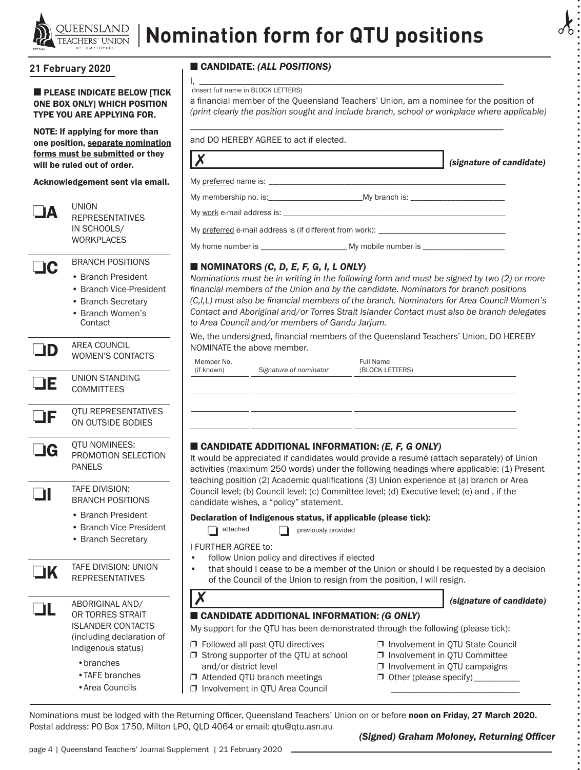# Nomination form for QTU positions

**21 February 2020**

**PLEASE INDICATE BELOW [TICK ONE BOX ONLY] WHICH POSITION TYPE YOU ARE APPLYING FOR.**

**NOTE: If applying for more than one position, separate nomination forms must be submitted or they will be ruled out of order.**

**Acknowledgement sent via email.**

- ❑ **A** UNION REPRESENTATIVES IN SCHOOLS/ WORKPLACES
- ❑ **C** BRANCH POSITIONS
  - Branch President
  - Branch Vice-President
  - Branch Secretary
  - Branch Women's Contact
- ❑ **D** AREA COUNCIL WOMEN'S CONTACTS
- ❑ **E** UNION STANDING COMMITTEES
- ❑ **F** QTU REPRESENTATIVES ON OUTSIDE BODIES
- ❑ **G** QTU NOMINEES: PROMOTION SELECTION PANELS
- ❑ **I** TAFE DIVISION: BRANCH POSITIONS
  - Branch President
  - Branch Vice-President
  - Branch Secretary
- ❑ **K** TAFE DIVISION: UNION REPRESENTATIVES
- ❑ **L** ABORIGINAL AND/ OR TORRES STRAIT ISLANDER CONTACTS (including declaration of Indigenous status)
  - branches
  - TAFE branches
  - Area Councils

## CANDIDATE: *(ALL POSITIONS)*

I, ______________________________________________
(Insert full name in BLOCK LETTERS)

a financial member of the Queensland Teachers' Union, am a nominee for the position of *(print clearly the position sought and include branch, school or workplace where applicable)*

______________________________________________

and DO HEREBY AGREE to act if elected.

✗ ______________________________ *(signature of candidate)*

My preferred name is: ______________________________

My membership no. is: ______________ My branch is: ______________

My work e-mail address is: ______________________________

My preferred e-mail address is (if different from work): ______________________________

My home number is ______________ My mobile number is ______________

## NOMINATORS *(C, D, E, F, G, I, L ONLY)*

*Nominations must be in writing in the following form and must be signed by two (2) or more financial members of the Union and by the candidate. Nominators for branch positions (C,I,L) must also be financial members of the branch. Nominators for Area Council Women's Contact and Aboriginal and/or Torres Strait Islander Contact must also be branch delegates to Area Council and/or members of Gandu Jarjum.*

We, the undersigned, financial members of the Queensland Teachers' Union, DO HEREBY NOMINATE the above member.

| Member No. (if known) | *Signature of nominator* | Full Name (BLOCK LETTERS) |
|---|---|---|
| | | |
| | | |
| | | |

## CANDIDATE ADDITIONAL INFORMATION: *(E, F, G ONLY)*

It would be appreciated if candidates would provide a resumé (attach separately) of Union activities (maximum 250 words) under the following headings where applicable: (1) Present teaching position (2) Academic qualifications (3) Union experience at (a) branch or Area Council level; (b) Council level; (c) Committee level; (d) Executive level; (e) and , if the candidate wishes, a "policy" statement.

**Declaration of Indigenous status, if applicable (please tick):**

❑ attached ❑ previously provided

I FURTHER AGREE to:

- follow Union policy and directives if elected
- that should I cease to be a member of the Union or should I be requested by a decision of the Council of the Union to resign from the position, I will resign.

✗ ______________________________ *(signature of candidate)*

## CANDIDATE ADDITIONAL INFORMATION: *(G ONLY)*

My support for the QTU has been demonstrated through the following (please tick):

- ❑ Followed all past QTU directives
- ❑ Strong supporter of the QTU at school and/or district level
- ❑ Attended QTU branch meetings
- ❑ Involvement in QTU Area Council
- ❑ Involvement in QTU State Council
- ❑ Involvement in QTU Committee
- ❑ Involvement in QTU campaigns
- ❑ Other (please specify) __________

Nominations must be lodged with the Returning Officer, Queensland Teachers' Union on or before **noon on Friday, 27 March 2020.** Postal address: PO Box 1750, Milton LPO, QLD 4064 or email: qtu@qtu.asn.au

*(Signed) Graham Moloney, Returning Officer*